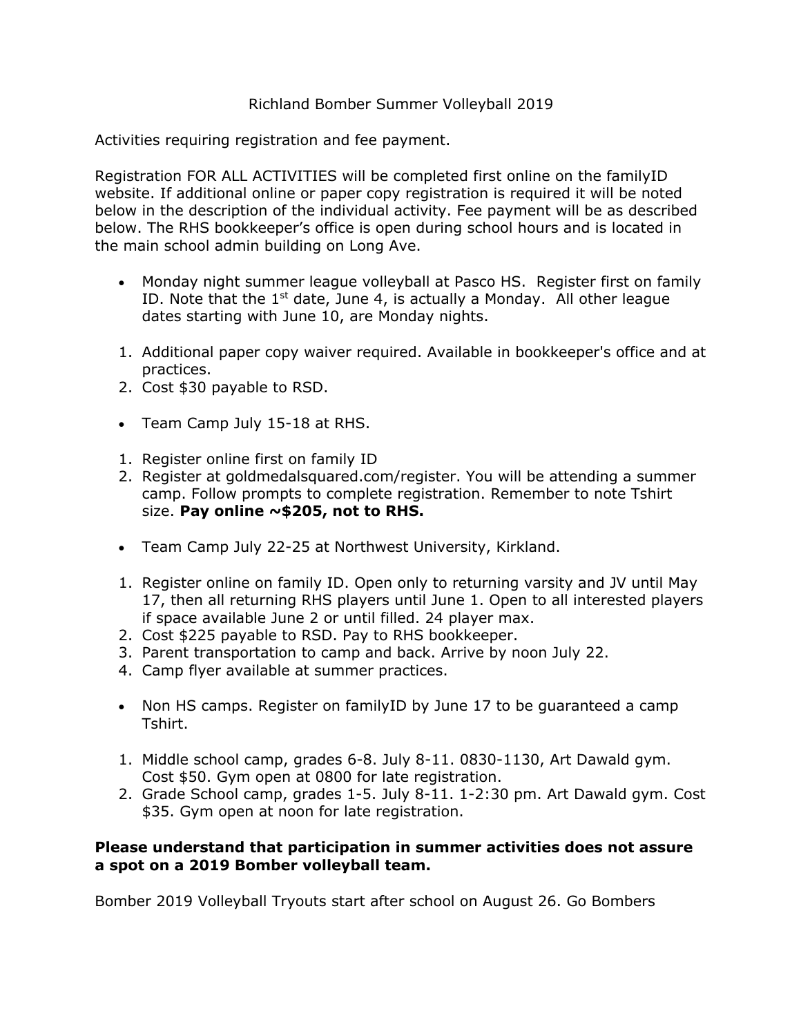# Richland Bomber Summer Volleyball 2019

Activities requiring registration and fee payment.

Registration FOR ALL ACTIVITIES will be completed first online on the familyID website. If additional online or paper copy registration is required it will be noted below in the description of the individual activity. Fee payment will be as described below. The RHS bookkeeper's office is open during school hours and is located in the main school admin building on Long Ave.

- Monday night summer league volleyball at Pasco HS. Register first on family ID. Note that the 1st date, June 4, is actually a Monday. All other league dates starting with June 10, are Monday nights.

1. Additional paper copy waiver required. Available in bookkeeper's office and at practices.
2. Cost $30 payable to RSD.

- Team Camp July 15-18 at RHS.

1. Register online first on family ID
2. Register at goldmedalsquared.com/register. You will be attending a summer camp. Follow prompts to complete registration. Remember to note Tshirt size. **Pay online ~$205, not to RHS.**

- Team Camp July 22-25 at Northwest University, Kirkland.

1. Register online on family ID. Open only to returning varsity and JV until May 17, then all returning RHS players until June 1. Open to all interested players if space available June 2 or until filled. 24 player max.
2. Cost $225 payable to RSD. Pay to RHS bookkeeper.
3. Parent transportation to camp and back. Arrive by noon July 22.
4. Camp flyer available at summer practices.

- Non HS camps. Register on familyID by June 17 to be guaranteed a camp Tshirt.

1. Middle school camp, grades 6-8. July 8-11. 0830-1130, Art Dawald gym. Cost $50. Gym open at 0800 for late registration.
2. Grade School camp, grades 1-5. July 8-11. 1-2:30 pm. Art Dawald gym. Cost $35. Gym open at noon for late registration.

**Please understand that participation in summer activities does not assure a spot on a 2019 Bomber volleyball team.**

Bomber 2019 Volleyball Tryouts start after school on August 26. Go Bombers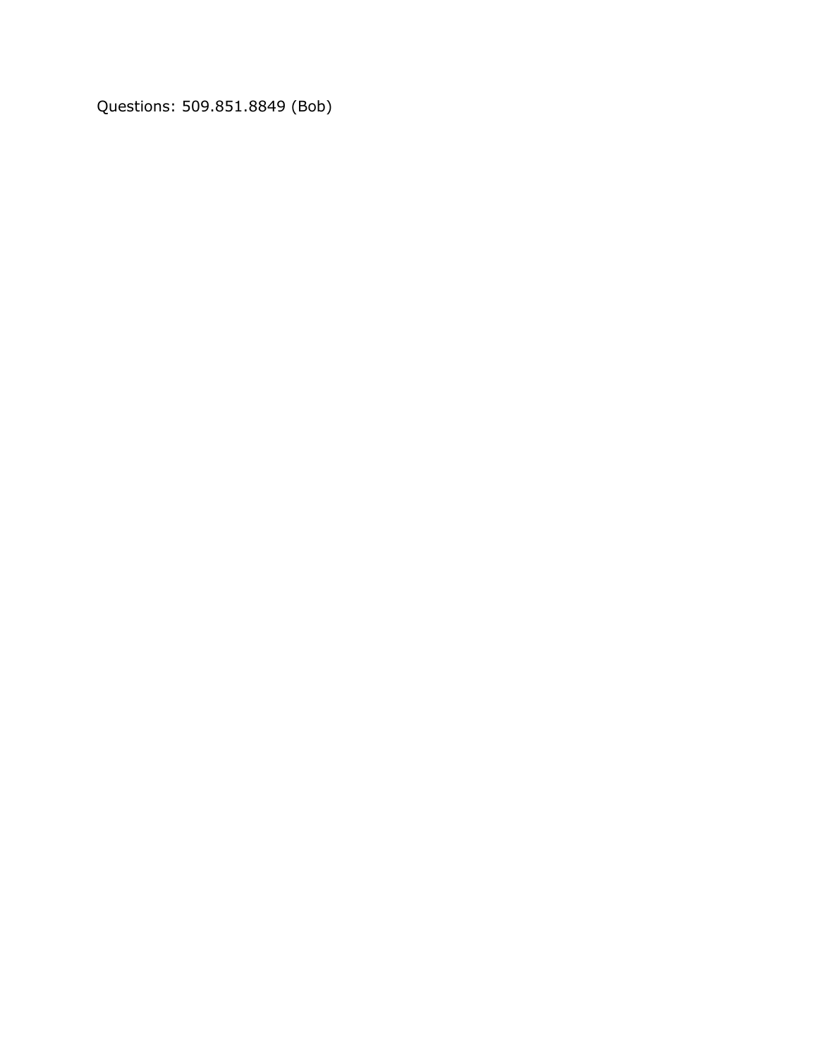Questions: 509.851.8849 (Bob)